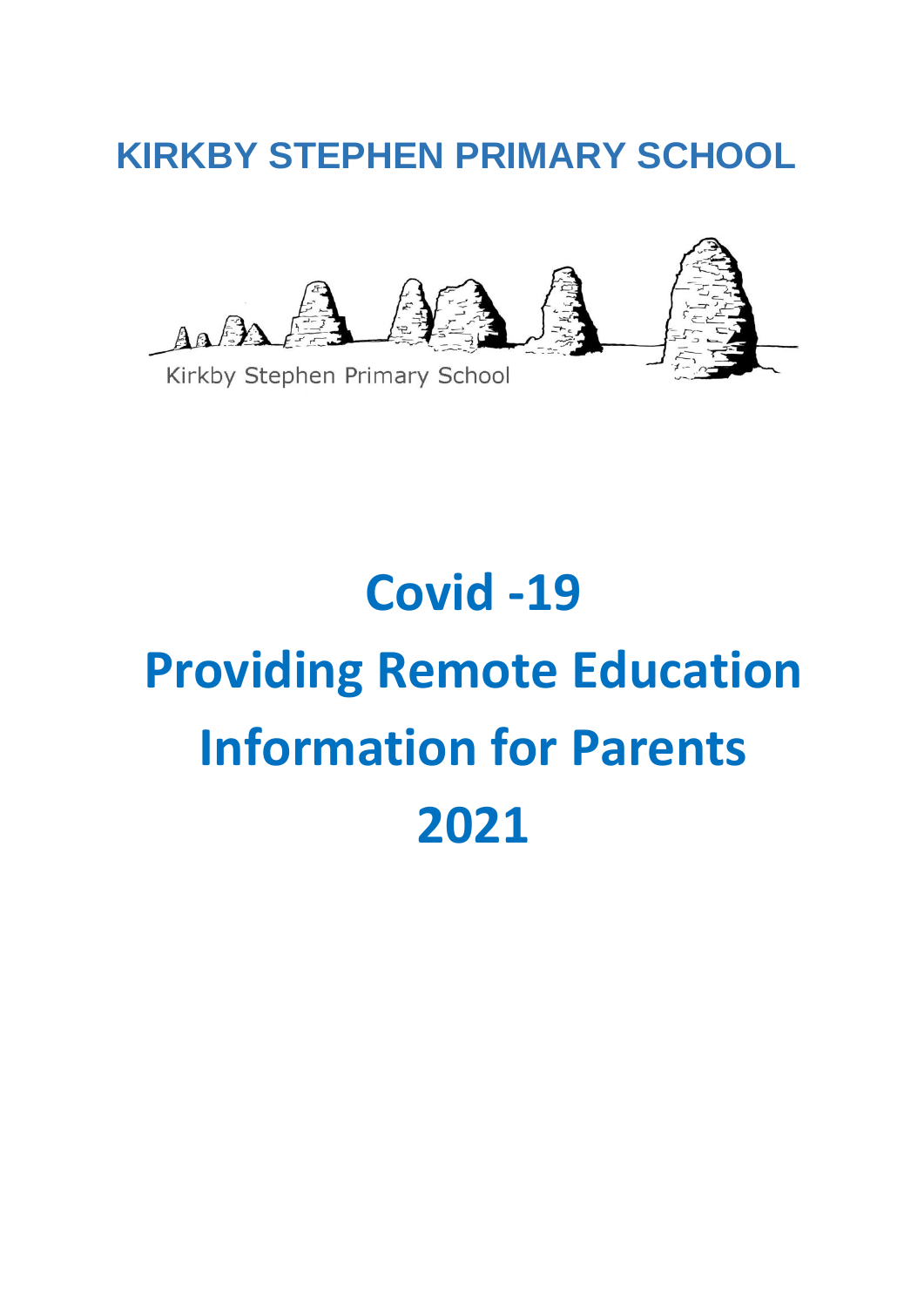# KIRKBY STEPHEN PRIMARY SCHOOL

Kirkby Stephen Primary School

# Covid -19

# Providing Remote Education Information for Parents

# 2021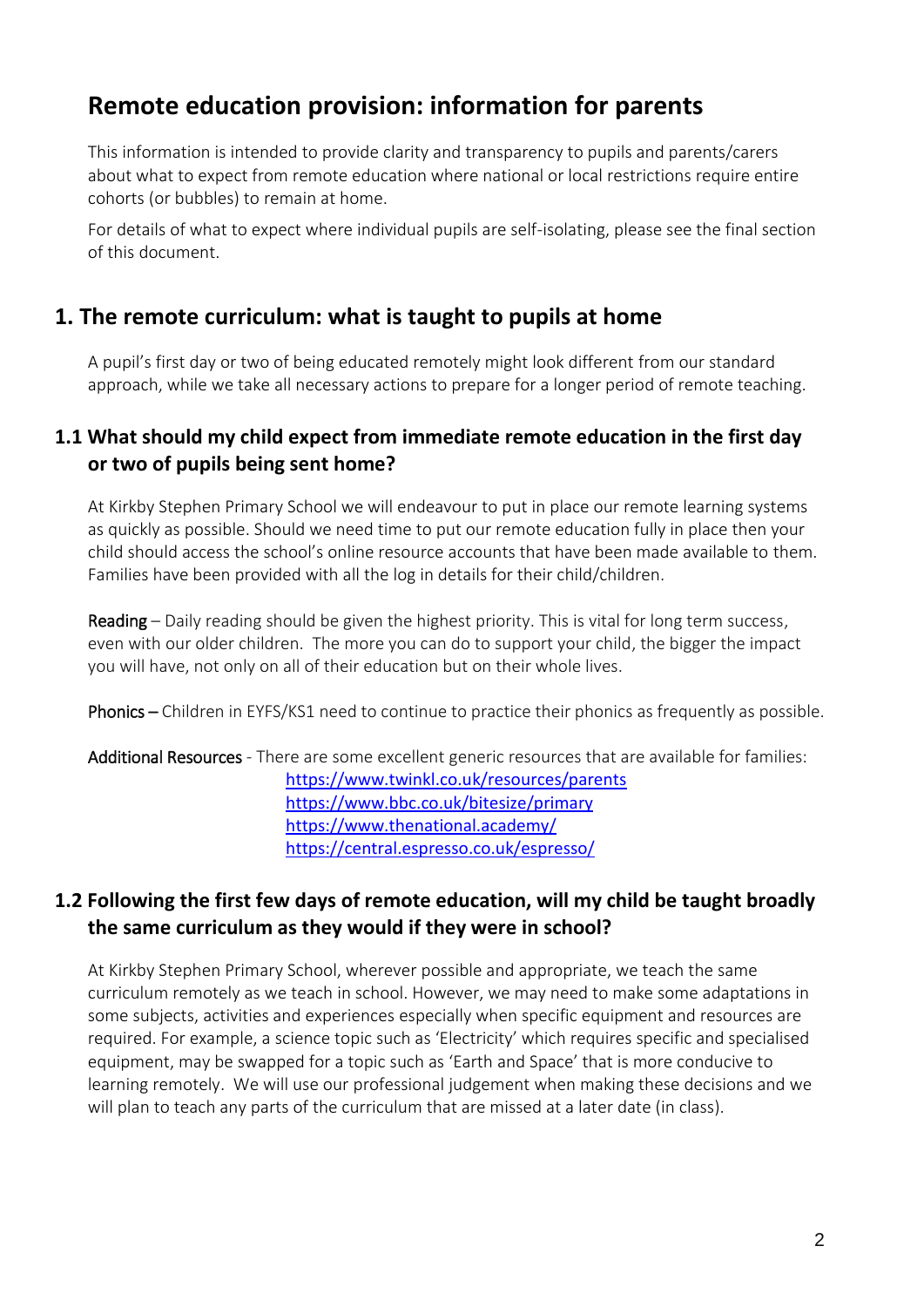# Remote education provision: information for parents

This information is intended to provide clarity and transparency to pupils and parents/carers about what to expect from remote education where national or local restrictions require entire cohorts (or bubbles) to remain at home.

For details of what to expect where individual pupils are self-isolating, please see the final section of this document.

## 1. The remote curriculum: what is taught to pupils at home

A pupil's first day or two of being educated remotely might look different from our standard approach, while we take all necessary actions to prepare for a longer period of remote teaching.

### 1.1 What should my child expect from immediate remote education in the first day or two of pupils being sent home?

At Kirkby Stephen Primary School we will endeavour to put in place our remote learning systems as quickly as possible. Should we need time to put our remote education fully in place then your child should access the school's online resource accounts that have been made available to them. Families have been provided with all the log in details for their child/children.

**Reading** – Daily reading should be given the highest priority. This is vital for long term success, even with our older children. The more you can do to support your child, the bigger the impact you will have, not only on all of their education but on their whole lives.

**Phonics** – Children in EYFS/KS1 need to continue to practice their phonics as frequently as possible.

**Additional Resources** - There are some excellent generic resources that are available for families:

https://www.twinkl.co.uk/resources/parents
https://www.bbc.co.uk/bitesize/primary
https://www.thenational.academy/
https://central.espresso.co.uk/espresso/

### 1.2 Following the first few days of remote education, will my child be taught broadly the same curriculum as they would if they were in school?

At Kirkby Stephen Primary School, wherever possible and appropriate, we teach the same curriculum remotely as we teach in school. However, we may need to make some adaptations in some subjects, activities and experiences especially when specific equipment and resources are required. For example, a science topic such as 'Electricity' which requires specific and specialised equipment, may be swapped for a topic such as 'Earth and Space' that is more conducive to learning remotely. We will use our professional judgement when making these decisions and we will plan to teach any parts of the curriculum that are missed at a later date (in class).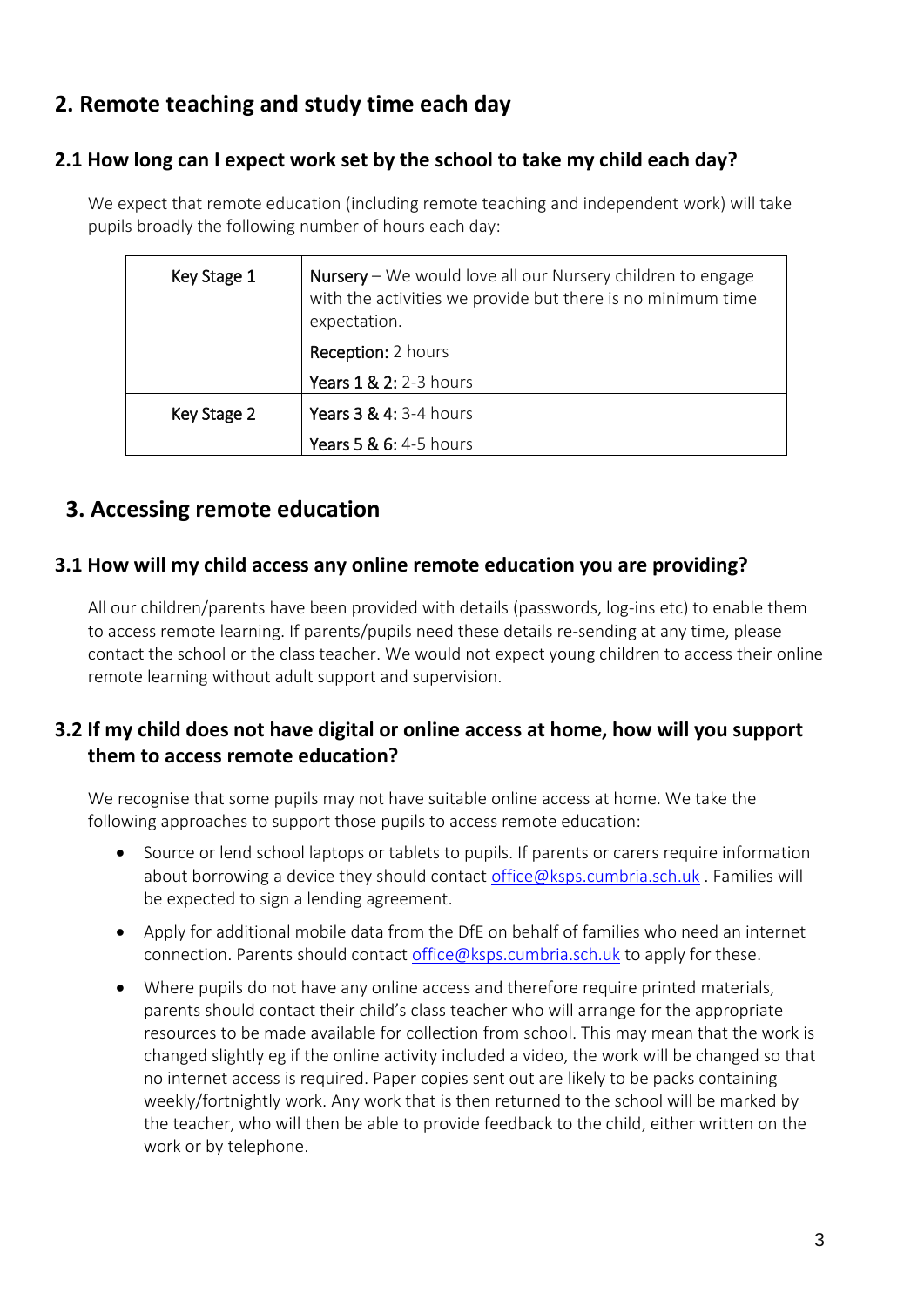## 2. Remote teaching and study time each day

### 2.1 How long can I expect work set by the school to take my child each day?

We expect that remote education (including remote teaching and independent work) will take pupils broadly the following number of hours each day:

| | |
|---|---|
| Key Stage 1 | **Nursery** – We would love all our Nursery children to engage with the activities we provide but there is no minimum time expectation.<br>**Reception:** 2 hours<br>**Years 1 & 2:** 2-3 hours |
| Key Stage 2 | **Years 3 & 4:** 3-4 hours<br>**Years 5 & 6:** 4-5 hours |

## 3. Accessing remote education

### 3.1 How will my child access any online remote education you are providing?

All our children/parents have been provided with details (passwords, log-ins etc) to enable them to access remote learning. If parents/pupils need these details re-sending at any time, please contact the school or the class teacher. We would not expect young children to access their online remote learning without adult support and supervision.

### 3.2 If my child does not have digital or online access at home, how will you support them to access remote education?

We recognise that some pupils may not have suitable online access at home. We take the following approaches to support those pupils to access remote education:

- Source or lend school laptops or tablets to pupils. If parents or carers require information about borrowing a device they should contact office@ksps.cumbria.sch.uk . Families will be expected to sign a lending agreement.
- Apply for additional mobile data from the DfE on behalf of families who need an internet connection. Parents should contact office@ksps.cumbria.sch.uk to apply for these.
- Where pupils do not have any online access and therefore require printed materials, parents should contact their child's class teacher who will arrange for the appropriate resources to be made available for collection from school. This may mean that the work is changed slightly eg if the online activity included a video, the work will be changed so that no internet access is required. Paper copies sent out are likely to be packs containing weekly/fortnightly work. Any work that is then returned to the school will be marked by the teacher, who will then be able to provide feedback to the child, either written on the work or by telephone.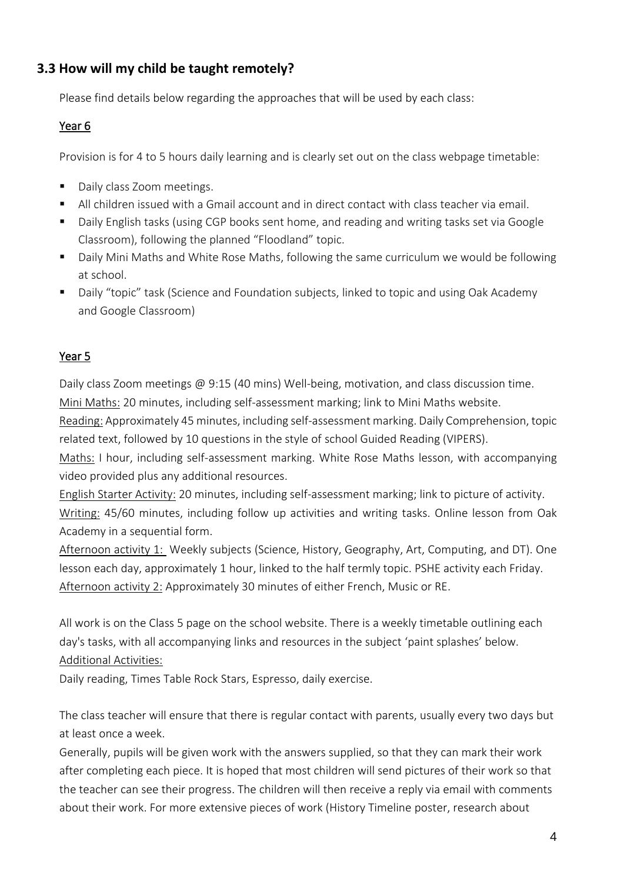## 3.3 How will my child be taught remotely?

Please find details below regarding the approaches that will be used by each class:

### Year 6

Provision is for 4 to 5 hours daily learning and is clearly set out on the class webpage timetable:

- Daily class Zoom meetings.
- All children issued with a Gmail account and in direct contact with class teacher via email.
- Daily English tasks (using CGP books sent home, and reading and writing tasks set via Google Classroom), following the planned "Floodland" topic.
- Daily Mini Maths and White Rose Maths, following the same curriculum we would be following at school.
- Daily "topic" task (Science and Foundation subjects, linked to topic and using Oak Academy and Google Classroom)

### Year 5

Daily class Zoom meetings @ 9:15 (40 mins) Well-being, motivation, and class discussion time.
Mini Maths: 20 minutes, including self-assessment marking; link to Mini Maths website.
Reading: Approximately 45 minutes, including self-assessment marking. Daily Comprehension, topic related text, followed by 10 questions in the style of school Guided Reading (VIPERS).
Maths: I hour, including self-assessment marking. White Rose Maths lesson, with accompanying video provided plus any additional resources.
English Starter Activity: 20 minutes, including self-assessment marking; link to picture of activity.
Writing: 45/60 minutes, including follow up activities and writing tasks. Online lesson from Oak Academy in a sequential form.
Afternoon activity 1: Weekly subjects (Science, History, Geography, Art, Computing, and DT). One lesson each day, approximately 1 hour, linked to the half termly topic. PSHE activity each Friday.
Afternoon activity 2: Approximately 30 minutes of either French, Music or RE.

All work is on the Class 5 page on the school website. There is a weekly timetable outlining each day's tasks, with all accompanying links and resources in the subject 'paint splashes' below.
Additional Activities:
Daily reading, Times Table Rock Stars, Espresso, daily exercise.

The class teacher will ensure that there is regular contact with parents, usually every two days but at least once a week.
Generally, pupils will be given work with the answers supplied, so that they can mark their work after completing each piece. It is hoped that most children will send pictures of their work so that the teacher can see their progress. The children will then receive a reply via email with comments about their work. For more extensive pieces of work (History Timeline poster, research about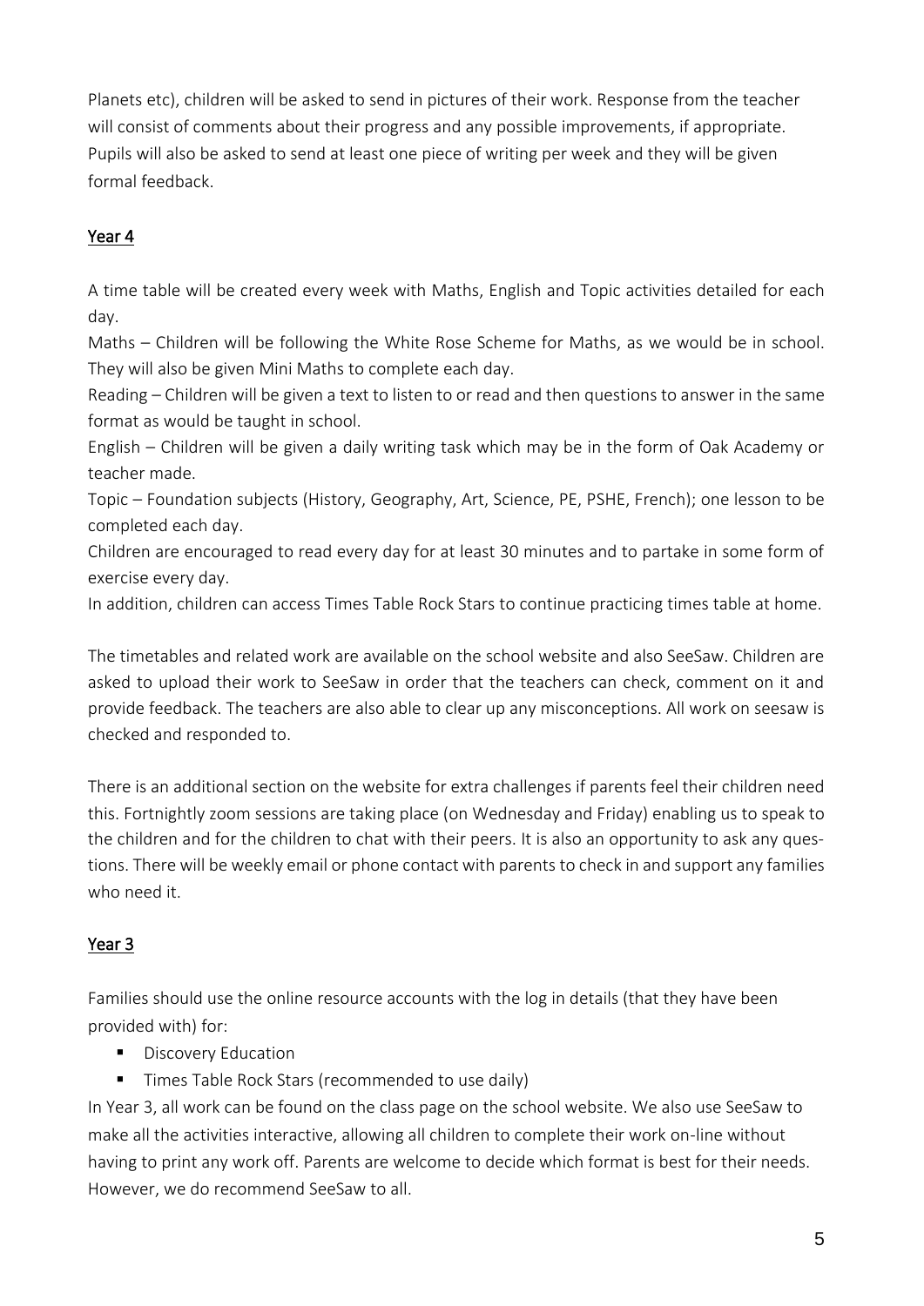Planets etc), children will be asked to send in pictures of their work. Response from the teacher will consist of comments about their progress and any possible improvements, if appropriate. Pupils will also be asked to send at least one piece of writing per week and they will be given formal feedback.

## Year 4

A time table will be created every week with Maths, English and Topic activities detailed for each day.

Maths – Children will be following the White Rose Scheme for Maths, as we would be in school. They will also be given Mini Maths to complete each day.

Reading – Children will be given a text to listen to or read and then questions to answer in the same format as would be taught in school.

English – Children will be given a daily writing task which may be in the form of Oak Academy or teacher made.

Topic – Foundation subjects (History, Geography, Art, Science, PE, PSHE, French); one lesson to be completed each day.

Children are encouraged to read every day for at least 30 minutes and to partake in some form of exercise every day.

In addition, children can access Times Table Rock Stars to continue practicing times table at home.

The timetables and related work are available on the school website and also SeeSaw. Children are asked to upload their work to SeeSaw in order that the teachers can check, comment on it and provide feedback. The teachers are also able to clear up any misconceptions. All work on seesaw is checked and responded to.

There is an additional section on the website for extra challenges if parents feel their children need this. Fortnightly zoom sessions are taking place (on Wednesday and Friday) enabling us to speak to the children and for the children to chat with their peers. It is also an opportunity to ask any questions. There will be weekly email or phone contact with parents to check in and support any families who need it.

## Year 3

Families should use the online resource accounts with the log in details (that they have been provided with) for:

- Discovery Education
- Times Table Rock Stars (recommended to use daily)

In Year 3, all work can be found on the class page on the school website. We also use SeeSaw to make all the activities interactive, allowing all children to complete their work on-line without having to print any work off. Parents are welcome to decide which format is best for their needs. However, we do recommend SeeSaw to all.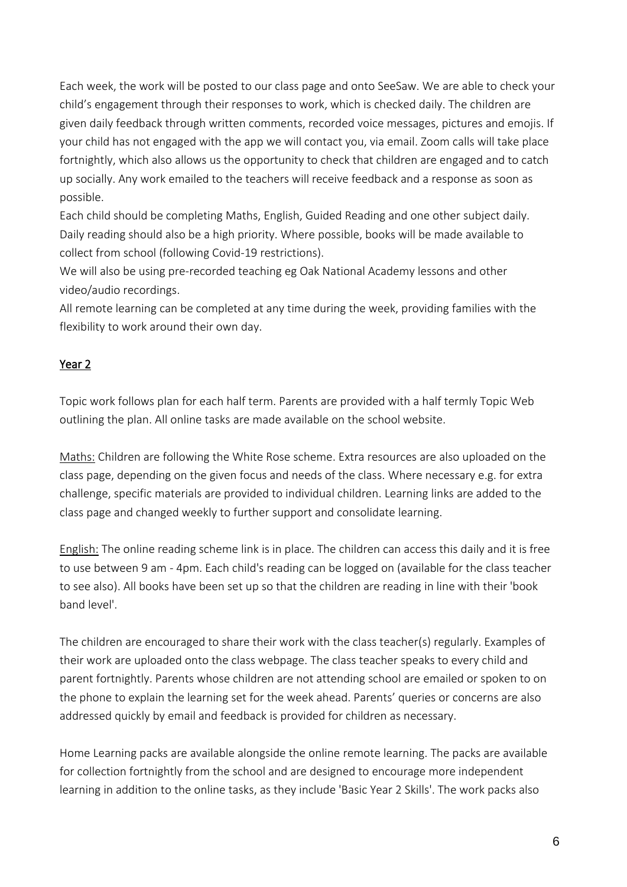Each week, the work will be posted to our class page and onto SeeSaw. We are able to check your child's engagement through their responses to work, which is checked daily. The children are given daily feedback through written comments, recorded voice messages, pictures and emojis. If your child has not engaged with the app we will contact you, via email. Zoom calls will take place fortnightly, which also allows us the opportunity to check that children are engaged and to catch up socially. Any work emailed to the teachers will receive feedback and a response as soon as possible.

Each child should be completing Maths, English, Guided Reading and one other subject daily. Daily reading should also be a high priority. Where possible, books will be made available to collect from school (following Covid-19 restrictions).

We will also be using pre-recorded teaching eg Oak National Academy lessons and other video/audio recordings.

All remote learning can be completed at any time during the week, providing families with the flexibility to work around their own day.

## Year 2

Topic work follows plan for each half term. Parents are provided with a half termly Topic Web outlining the plan. All online tasks are made available on the school website.

Maths: Children are following the White Rose scheme. Extra resources are also uploaded on the class page, depending on the given focus and needs of the class. Where necessary e.g. for extra challenge, specific materials are provided to individual children. Learning links are added to the class page and changed weekly to further support and consolidate learning.

English: The online reading scheme link is in place. The children can access this daily and it is free to use between 9 am - 4pm. Each child's reading can be logged on (available for the class teacher to see also). All books have been set up so that the children are reading in line with their 'book band level'.

The children are encouraged to share their work with the class teacher(s) regularly. Examples of their work are uploaded onto the class webpage. The class teacher speaks to every child and parent fortnightly. Parents whose children are not attending school are emailed or spoken to on the phone to explain the learning set for the week ahead. Parents' queries or concerns are also addressed quickly by email and feedback is provided for children as necessary.

Home Learning packs are available alongside the online remote learning. The packs are available for collection fortnightly from the school and are designed to encourage more independent learning in addition to the online tasks, as they include 'Basic Year 2 Skills'. The work packs also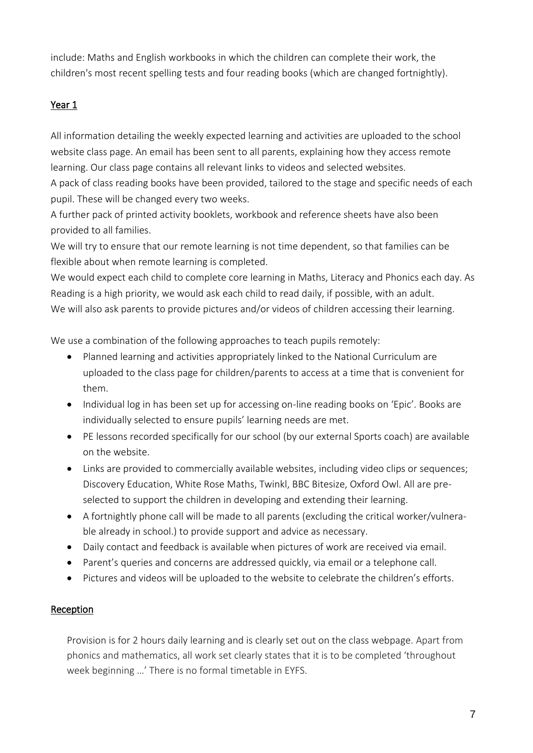include: Maths and English workbooks in which the children can complete their work, the children's most recent spelling tests and four reading books (which are changed fortnightly).

## Year 1

All information detailing the weekly expected learning and activities are uploaded to the school website class page. An email has been sent to all parents, explaining how they access remote learning. Our class page contains all relevant links to videos and selected websites.
A pack of class reading books have been provided, tailored to the stage and specific needs of each pupil. These will be changed every two weeks.
A further pack of printed activity booklets, workbook and reference sheets have also been provided to all families.
We will try to ensure that our remote learning is not time dependent, so that families can be flexible about when remote learning is completed.
We would expect each child to complete core learning in Maths, Literacy and Phonics each day. As Reading is a high priority, we would ask each child to read daily, if possible, with an adult.
We will also ask parents to provide pictures and/or videos of children accessing their learning.

We use a combination of the following approaches to teach pupils remotely:

- Planned learning and activities appropriately linked to the National Curriculum are uploaded to the class page for children/parents to access at a time that is convenient for them.
- Individual log in has been set up for accessing on-line reading books on 'Epic'. Books are individually selected to ensure pupils' learning needs are met.
- PE lessons recorded specifically for our school (by our external Sports coach) are available on the website.
- Links are provided to commercially available websites, including video clips or sequences; Discovery Education, White Rose Maths, Twinkl, BBC Bitesize, Oxford Owl. All are pre-selected to support the children in developing and extending their learning.
- A fortnightly phone call will be made to all parents (excluding the critical worker/vulnerable already in school.) to provide support and advice as necessary.
- Daily contact and feedback is available when pictures of work are received via email.
- Parent's queries and concerns are addressed quickly, via email or a telephone call.
- Pictures and videos will be uploaded to the website to celebrate the children's efforts.

## Reception

Provision is for 2 hours daily learning and is clearly set out on the class webpage. Apart from phonics and mathematics, all work set clearly states that it is to be completed 'throughout week beginning …' There is no formal timetable in EYFS.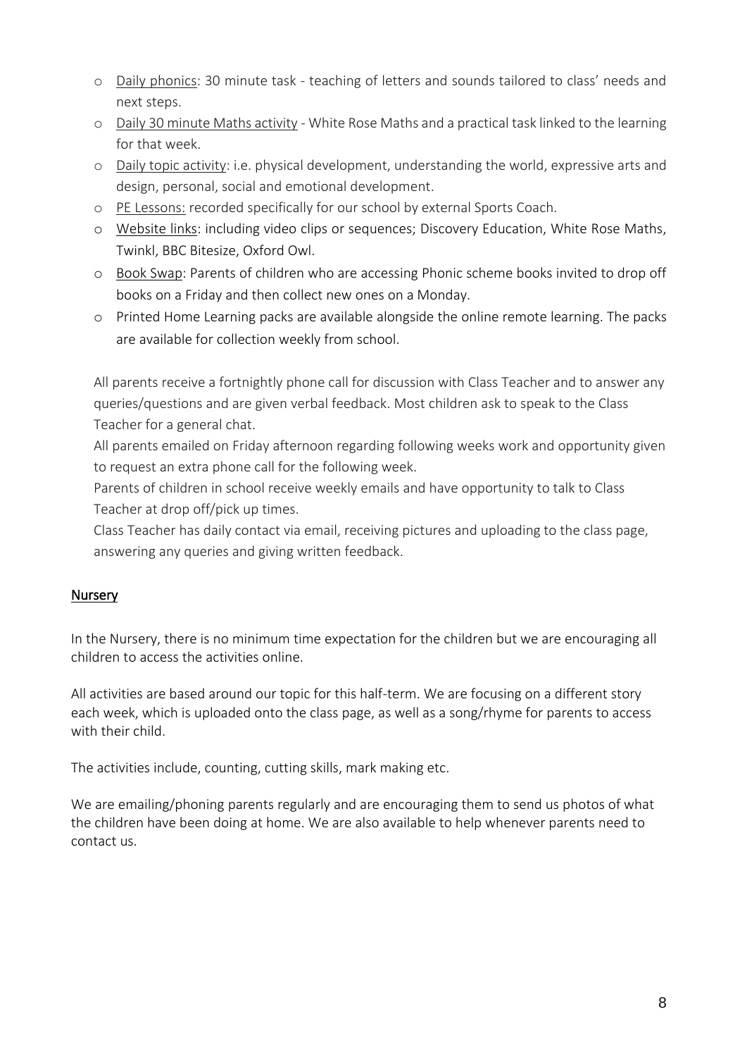- Daily phonics: 30 minute task - teaching of letters and sounds tailored to class' needs and next steps.
- Daily 30 minute Maths activity - White Rose Maths and a practical task linked to the learning for that week.
- Daily topic activity: i.e. physical development, understanding the world, expressive arts and design, personal, social and emotional development.
- PE Lessons: recorded specifically for our school by external Sports Coach.
- Website links: including video clips or sequences; Discovery Education, White Rose Maths, Twinkl, BBC Bitesize, Oxford Owl.
- Book Swap: Parents of children who are accessing Phonic scheme books invited to drop off books on a Friday and then collect new ones on a Monday.
- Printed Home Learning packs are available alongside the online remote learning. The packs are available for collection weekly from school.

All parents receive a fortnightly phone call for discussion with Class Teacher and to answer any queries/questions and are given verbal feedback. Most children ask to speak to the Class Teacher for a general chat.

All parents emailed on Friday afternoon regarding following weeks work and opportunity given to request an extra phone call for the following week.

Parents of children in school receive weekly emails and have opportunity to talk to Class Teacher at drop off/pick up times.

Class Teacher has daily contact via email, receiving pictures and uploading to the class page, answering any queries and giving written feedback.

## Nursery

In the Nursery, there is no minimum time expectation for the children but we are encouraging all children to access the activities online.

All activities are based around our topic for this half-term. We are focusing on a different story each week, which is uploaded onto the class page, as well as a song/rhyme for parents to access with their child.

The activities include, counting, cutting skills, mark making etc.

We are emailing/phoning parents regularly and are encouraging them to send us photos of what the children have been doing at home. We are also available to help whenever parents need to contact us.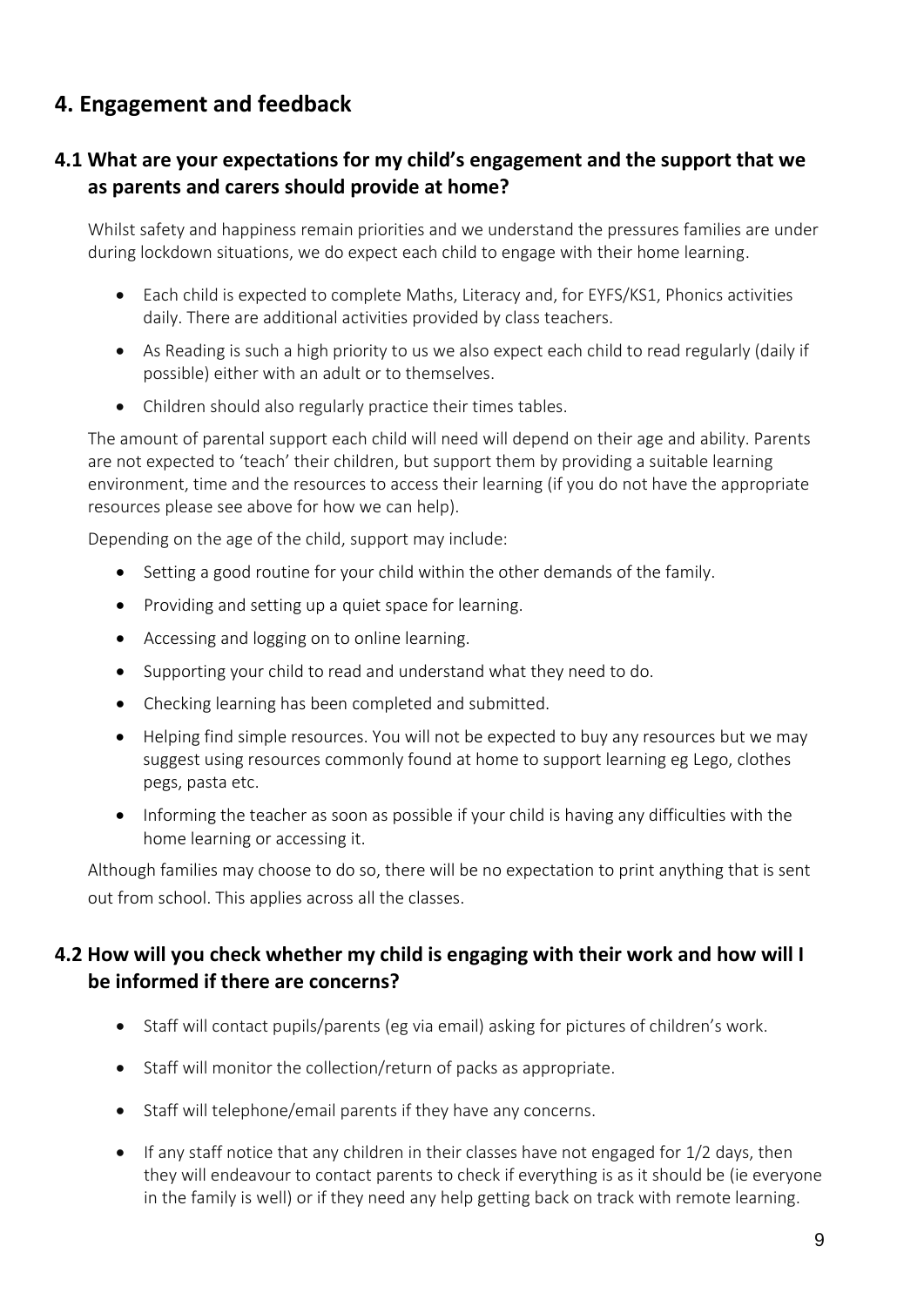## 4. Engagement and feedback

### 4.1 What are your expectations for my child's engagement and the support that we as parents and carers should provide at home?

Whilst safety and happiness remain priorities and we understand the pressures families are under during lockdown situations, we do expect each child to engage with their home learning.

- Each child is expected to complete Maths, Literacy and, for EYFS/KS1, Phonics activities daily. There are additional activities provided by class teachers.
- As Reading is such a high priority to us we also expect each child to read regularly (daily if possible) either with an adult or to themselves.
- Children should also regularly practice their times tables.

The amount of parental support each child will need will depend on their age and ability. Parents are not expected to 'teach' their children, but support them by providing a suitable learning environment, time and the resources to access their learning (if you do not have the appropriate resources please see above for how we can help).

Depending on the age of the child, support may include:

- Setting a good routine for your child within the other demands of the family.
- Providing and setting up a quiet space for learning.
- Accessing and logging on to online learning.
- Supporting your child to read and understand what they need to do.
- Checking learning has been completed and submitted.
- Helping find simple resources. You will not be expected to buy any resources but we may suggest using resources commonly found at home to support learning eg Lego, clothes pegs, pasta etc.
- Informing the teacher as soon as possible if your child is having any difficulties with the home learning or accessing it.

Although families may choose to do so, there will be no expectation to print anything that is sent out from school. This applies across all the classes.

### 4.2 How will you check whether my child is engaging with their work and how will I be informed if there are concerns?

- Staff will contact pupils/parents (eg via email) asking for pictures of children's work.
- Staff will monitor the collection/return of packs as appropriate.
- Staff will telephone/email parents if they have any concerns.
- If any staff notice that any children in their classes have not engaged for 1/2 days, then they will endeavour to contact parents to check if everything is as it should be (ie everyone in the family is well) or if they need any help getting back on track with remote learning.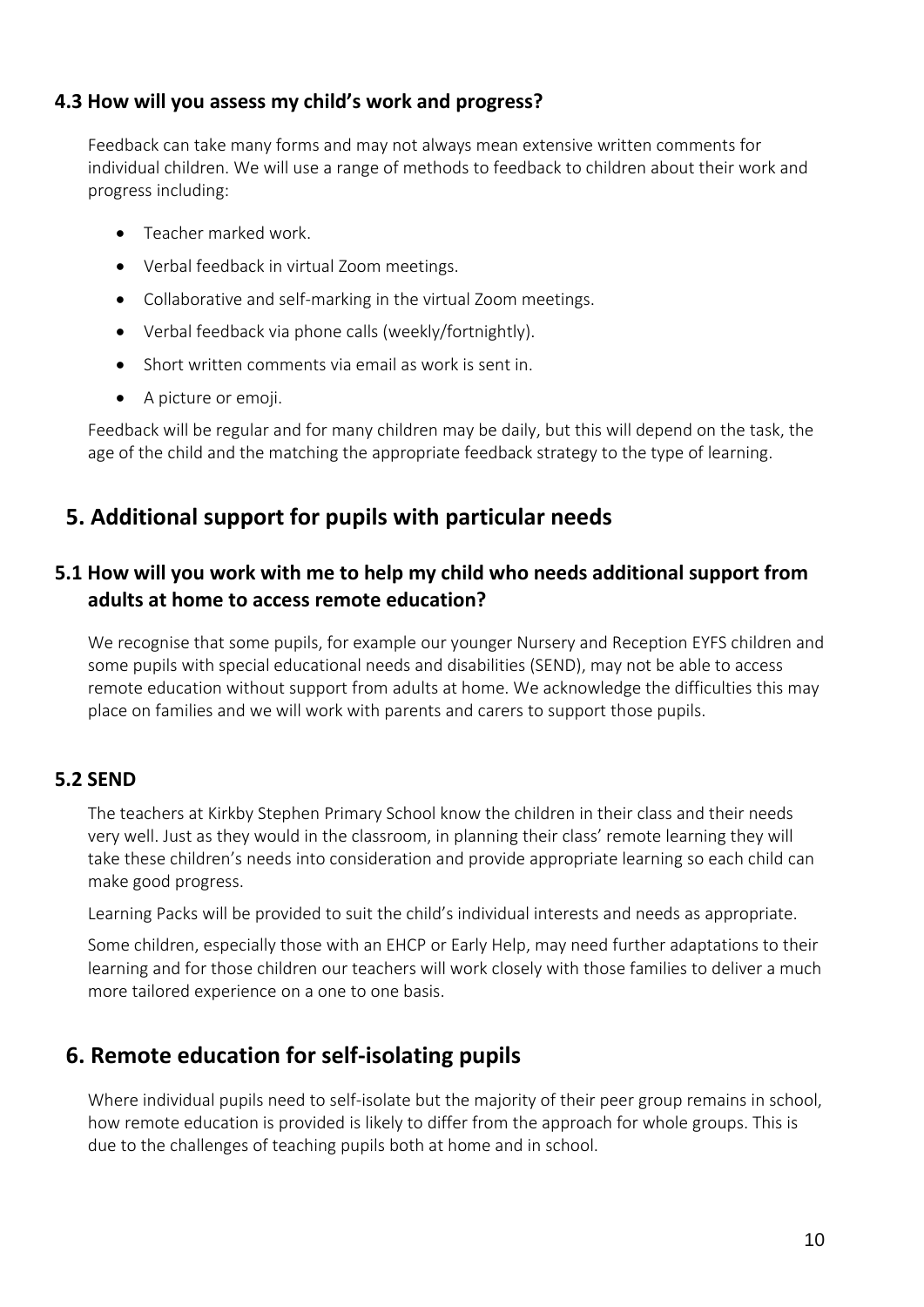### 4.3 How will you assess my child's work and progress?

Feedback can take many forms and may not always mean extensive written comments for individual children. We will use a range of methods to feedback to children about their work and progress including:

- Teacher marked work.
- Verbal feedback in virtual Zoom meetings.
- Collaborative and self-marking in the virtual Zoom meetings.
- Verbal feedback via phone calls (weekly/fortnightly).
- Short written comments via email as work is sent in.
- A picture or emoji.

Feedback will be regular and for many children may be daily, but this will depend on the task, the age of the child and the matching the appropriate feedback strategy to the type of learning.

## 5. Additional support for pupils with particular needs

### 5.1 How will you work with me to help my child who needs additional support from adults at home to access remote education?

We recognise that some pupils, for example our younger Nursery and Reception EYFS children and some pupils with special educational needs and disabilities (SEND), may not be able to access remote education without support from adults at home. We acknowledge the difficulties this may place on families and we will work with parents and carers to support those pupils.

### 5.2 SEND

The teachers at Kirkby Stephen Primary School know the children in their class and their needs very well. Just as they would in the classroom, in planning their class' remote learning they will take these children's needs into consideration and provide appropriate learning so each child can make good progress.

Learning Packs will be provided to suit the child's individual interests and needs as appropriate.

Some children, especially those with an EHCP or Early Help, may need further adaptations to their learning and for those children our teachers will work closely with those families to deliver a much more tailored experience on a one to one basis.

## 6. Remote education for self-isolating pupils

Where individual pupils need to self-isolate but the majority of their peer group remains in school, how remote education is provided is likely to differ from the approach for whole groups. This is due to the challenges of teaching pupils both at home and in school.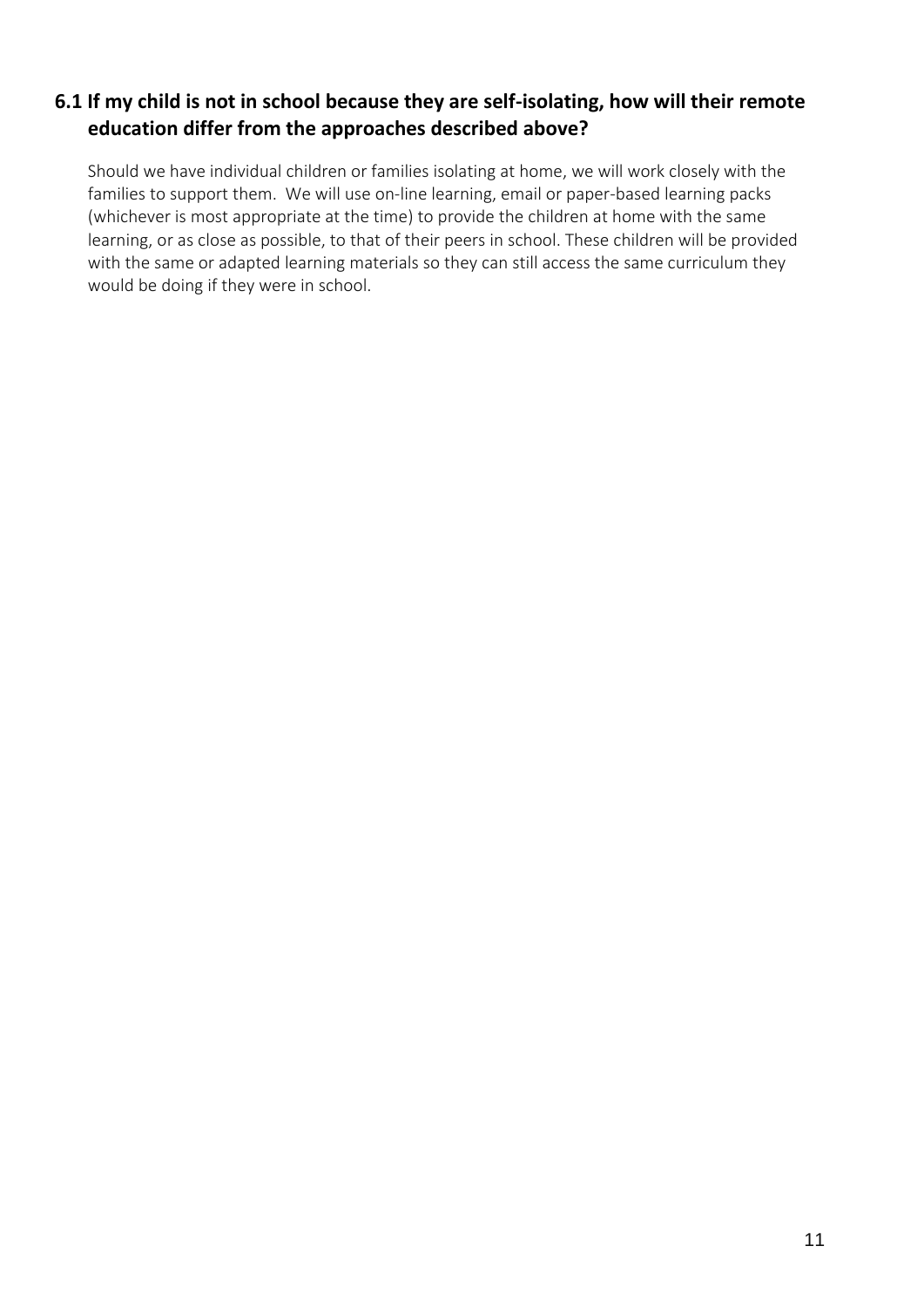## 6.1 If my child is not in school because they are self-isolating, how will their remote education differ from the approaches described above?

Should we have individual children or families isolating at home, we will work closely with the families to support them. We will use on-line learning, email or paper-based learning packs (whichever is most appropriate at the time) to provide the children at home with the same learning, or as close as possible, to that of their peers in school. These children will be provided with the same or adapted learning materials so they can still access the same curriculum they would be doing if they were in school.